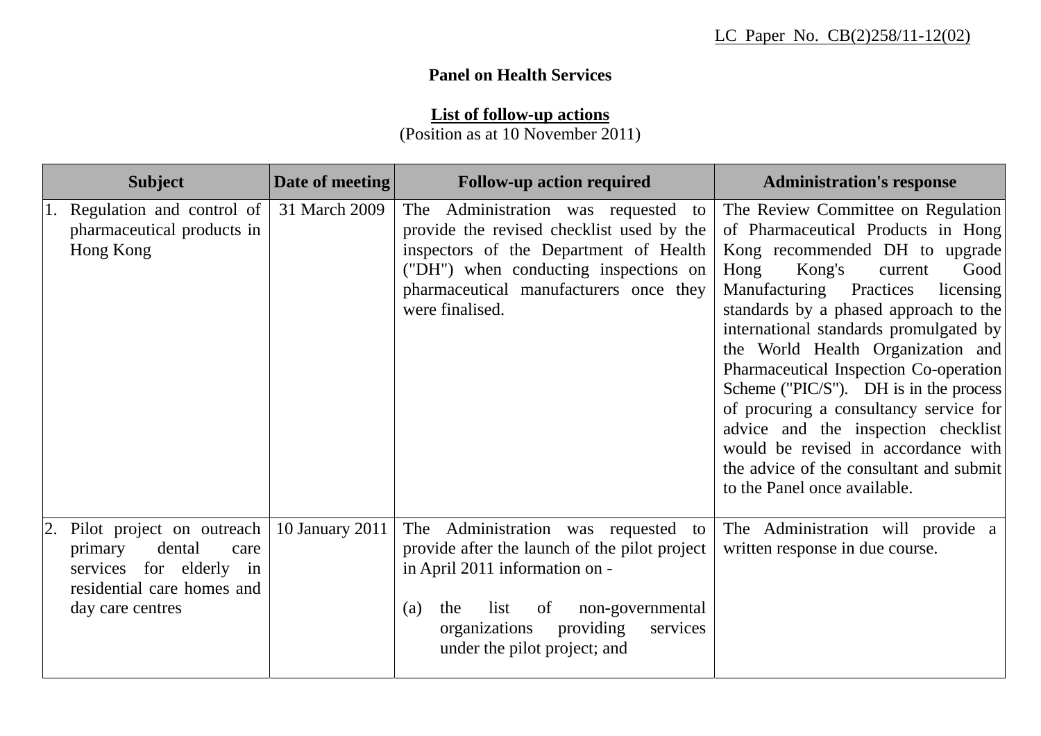LC Paper No. CB(2)258/11-12(02)

**Panel on Health Services**

**List of follow-up actions**
(Position as at 10 November 2011)

| Subject | Date of meeting | Follow-up action required | Administration's response |
|---|---|---|---|
| 1. Regulation and control of pharmaceutical products in Hong Kong | 31 March 2009 | The Administration was requested to provide the revised checklist used by the inspectors of the Department of Health ("DH") when conducting inspections on pharmaceutical manufacturers once they were finalised. | The Review Committee on Regulation of Pharmaceutical Products in Hong Kong recommended DH to upgrade Hong Kong's current Good Manufacturing Practices licensing standards by a phased approach to the international standards promulgated by the World Health Organization and Pharmaceutical Inspection Co-operation Scheme ("PIC/S"). DH is in the process of procuring a consultancy service for advice and the inspection checklist would be revised in accordance with the advice of the consultant and submit to the Panel once available. |
| 2. Pilot project on outreach primary dental care services for elderly in residential care homes and day care centres | 10 January 2011 | The Administration was requested to provide after the launch of the pilot project in April 2011 information on -<br><br>(a) the list of non-governmental organizations providing services under the pilot project; and | The Administration will provide a written response in due course. |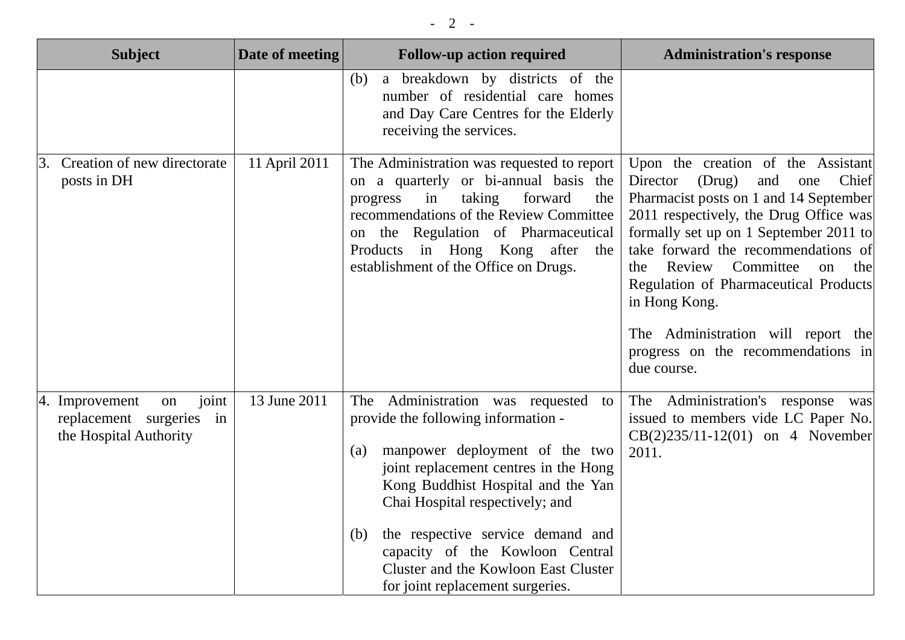| Subject | Date of meeting | Follow-up action required | Administration's response |
|---|---|---|---|
| | | (b) a breakdown by districts of the number of residential care homes and Day Care Centres for the Elderly receiving the services. | |
| 3. Creation of new directorate posts in DH | 11 April 2011 | The Administration was requested to report on a quarterly or bi-annual basis the progress in taking forward the recommendations of the Review Committee on the Regulation of Pharmaceutical Products in Hong Kong after the establishment of the Office on Drugs. | Upon the creation of the Assistant Director (Drug) and one Chief Pharmacist posts on 1 and 14 September 2011 respectively, the Drug Office was formally set up on 1 September 2011 to take forward the recommendations of the Review Committee on the Regulation of Pharmaceutical Products in Hong Kong.<br><br>The Administration will report the progress on the recommendations in due course. |
| 4. Improvement on joint replacement surgeries in the Hospital Authority | 13 June 2011 | The Administration was requested to provide the following information -<br><br>(a) manpower deployment of the two joint replacement centres in the Hong Kong Buddhist Hospital and the Yan Chai Hospital respectively; and<br><br>(b) the respective service demand and capacity of the Kowloon Central Cluster and the Kowloon East Cluster for joint replacement surgeries. | The Administration's response was issued to members vide LC Paper No. CB(2)235/11-12(01) on 4 November 2011. |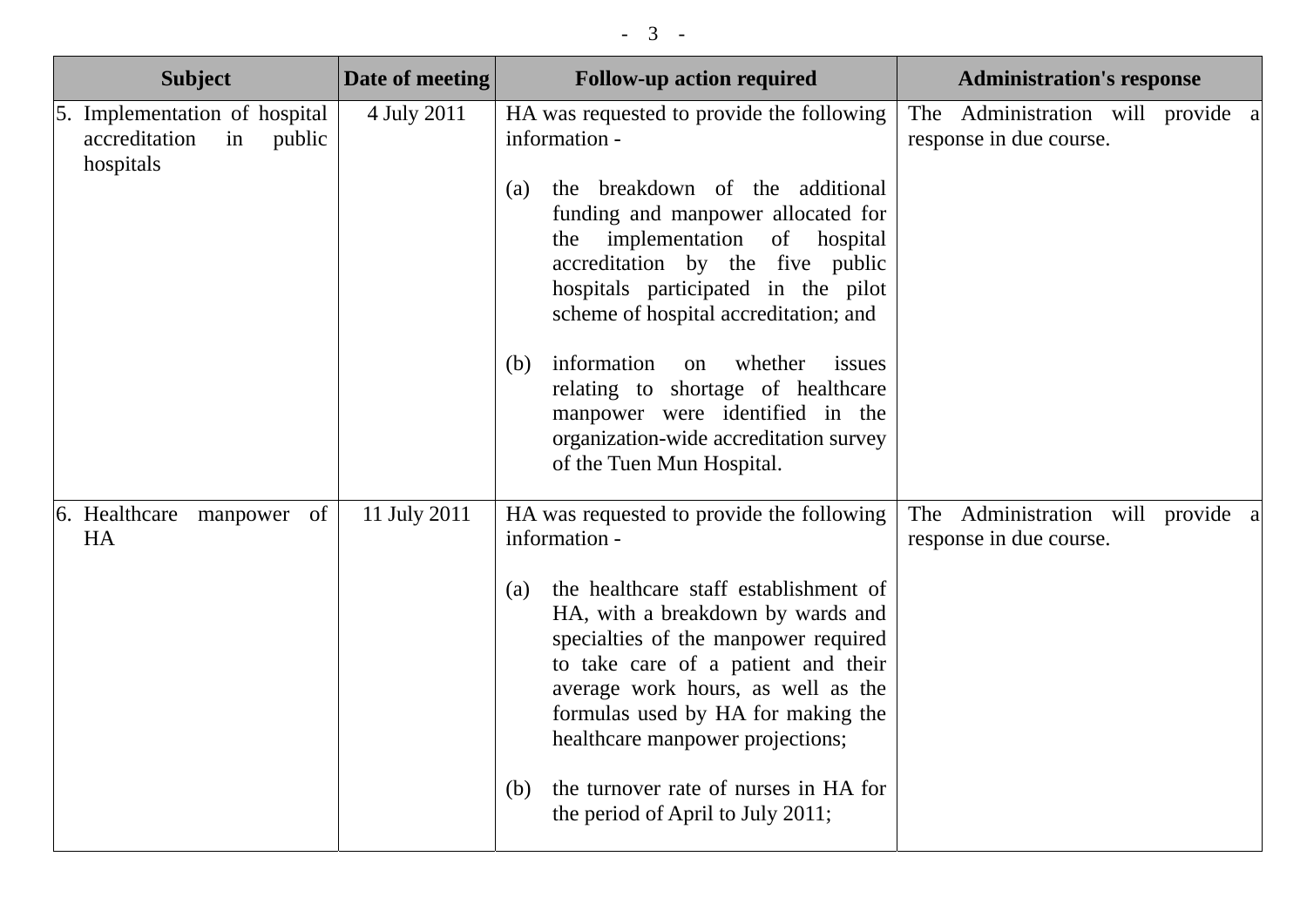| Subject | Date of meeting | Follow-up action required | Administration's response |
|---|---|---|---|
| 5. Implementation of hospital accreditation in public hospitals | 4 July 2011 | HA was requested to provide the following information -<br><br>(a) the breakdown of the additional funding and manpower allocated for the implementation of hospital accreditation by the five public hospitals participated in the pilot scheme of hospital accreditation; and<br><br>(b) information on whether issues relating to shortage of healthcare manpower were identified in the organization-wide accreditation survey of the Tuen Mun Hospital. | The Administration will provide a response in due course. |
| 6. Healthcare manpower of HA | 11 July 2011 | HA was requested to provide the following information -<br><br>(a) the healthcare staff establishment of HA, with a breakdown by wards and specialties of the manpower required to take care of a patient and their average work hours, as well as the formulas used by HA for making the healthcare manpower projections;<br><br>(b) the turnover rate of nurses in HA for the period of April to July 2011; | The Administration will provide a response in due course. |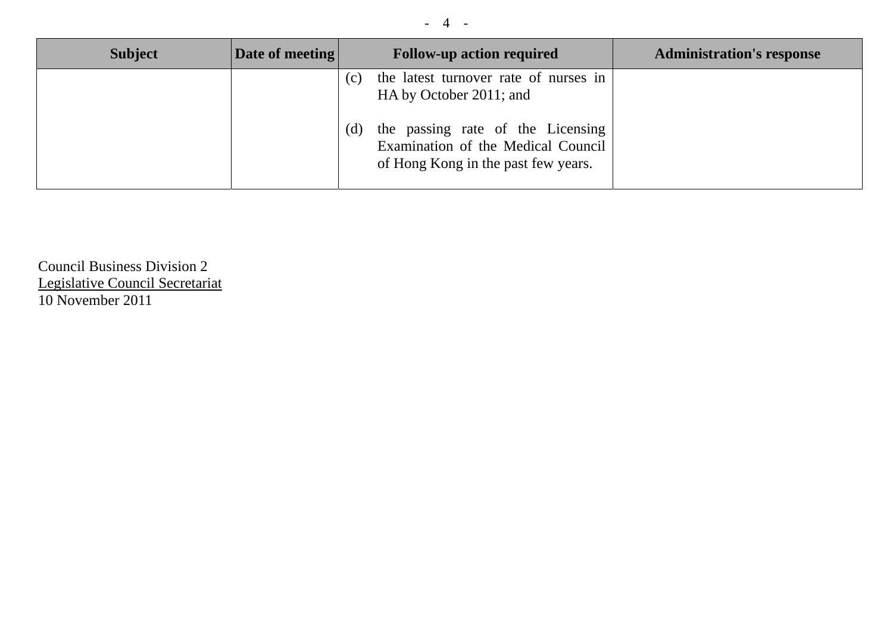| Subject | Date of meeting | Follow-up action required | Administration's response |
| --- | --- | --- | --- |
| | | (c) the latest turnover rate of nurses in HA by October 2011; and<br><br>(d) the passing rate of the Licensing Examination of the Medical Council of Hong Kong in the past few years. | |

Council Business Division 2
Legislative Council Secretariat
10 November 2011